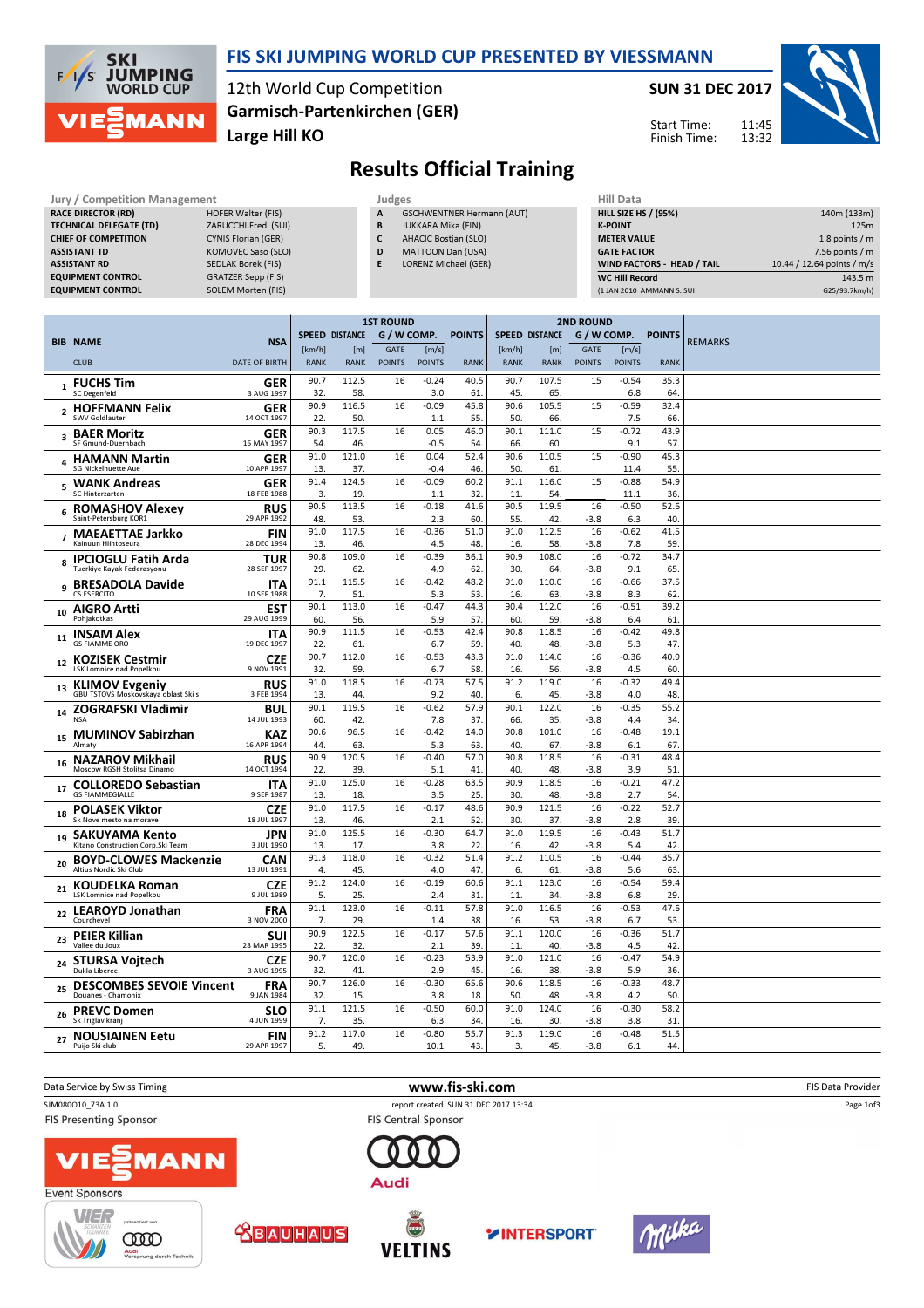# FIS SKI JUMPING WORLD CUP PRESENTED BY VIESSMANN

12th World Cup Competition
**Garmisch-Partenkirchen (GER)**
**Large Hill KO**

**SUN 31 DEC 2017**

Start Time: 11:45
Finish Time: 13:32

## Results Official Training

| Jury / Competition Management | |
|---|---|
| RACE DIRECTOR (RD) | HOFER Walter (FIS) |
| TECHNICAL DELEGATE (TD) | ZARUCCHI Fredi (SUI) |
| CHIEF OF COMPETITION | CYNIS Florian (GER) |
| ASSISTANT TD | KOMOVEC Saso (SLO) |
| ASSISTANT RD | SEDLAK Borek (FIS) |
| EQUIPMENT CONTROL | GRATZER Sepp (FIS) |
| EQUIPMENT CONTROL | SOLEM Morten (FIS) |

| Judges | |
|---|---|
| A | GSCHWENTNER Hermann (AUT) |
| B | JUKKARA Mika (FIN) |
| C | AHACIC Bostjan (SLO) |
| D | MATTOON Dan (USA) |
| E | LORENZ Michael (GER) |

| Hill Data | |
|---|---|
| HILL SIZE HS / (95%) | 140m (133m) |
| K-POINT | 125m |
| METER VALUE | 1.8 points / m |
| GATE FACTOR | 7.56 points / m |
| WIND FACTORS - HEAD / TAIL | 10.44 / 12.64 points / m/s |
| WC Hill Record | 143.5 m |
| (1 JAN 2010 AMMANN S. SUI | G25/93.7km/h) |

| BIB | NAME / CLUB | NSA / DATE OF BIRTH | 1ST ROUND SPEED [km/h] / RANK | DISTANCE [m] / RANK | G / W COMP. GATE / POINTS | [m/s] / POINTS | POINTS / RANK | 2ND ROUND SPEED [km/h] / RANK | DISTANCE [m] / RANK | G / W COMP. GATE / POINTS | [m/s] / POINTS | POINTS / RANK | REMARKS |
|---|---|---|---|---|---|---|---|---|---|---|---|---|---|
| 1 | FUCHS Tim / SC Degenfeld | GER / 3 AUG 1997 | 90.7 / 32. | 112.5 / 58. | 16 | -0.24 / 3.0 | 40.5 / 61. | 90.7 / 45. | 107.5 / 65. | 15 | -0.54 / 6.8 | 35.3 / 64. | |
| 2 | HOFFMANN Felix / SWV Goldlauter | GER / 14 OCT 1997 | 90.9 / 22. | 116.5 / 50. | 16 | -0.09 / 1.1 | 45.8 / 55. | 90.6 / 50. | 105.5 / 66. | 15 | -0.59 / 7.5 | 32.4 / 66. | |
| 3 | BAER Moritz / SF Gmund-Duernbach | GER / 16 MAY 1997 | 90.3 / 54. | 117.5 / 46. | 16 | 0.05 / -0.5 | 46.0 / 54. | 90.1 / 66. | 111.0 / 60. | 15 | -0.72 / 9.1 | 43.9 / 57. | |
| 4 | HAMANN Martin / SG Nickelhuette Aue | GER / 10 APR 1997 | 91.0 / 13. | 121.0 / 37. | 16 | 0.04 / -0.4 | 52.4 / 46. | 90.6 / 50. | 110.5 / 61. | 15 | -0.90 / 11.4 | 45.3 / 55. | |
| 5 | WANK Andreas / SC Hinterzarten | GER / 18 FEB 1988 | 91.4 / 3. | 124.5 / 19. | 16 | -0.09 / 1.1 | 60.2 / 32. | 91.1 / 11. | 116.0 / 54. | 15 | -0.88 / 11.1 | 54.9 / 36. | |
| 6 | ROMASHOV Alexey / Saint-Petersburg KOR1 | RUS / 29 APR 1992 | 90.5 / 48. | 113.5 / 53. | 16 | -0.18 / 2.3 | 41.6 / 60. | 90.5 / 55. | 119.5 / 42. | 16 / -3.8 | -0.50 / 6.3 | 52.6 / 40. | |
| 7 | MAEAETTAE Jarkko / Kainuun Hiihtoseura | FIN / 28 DEC 1994 | 91.0 / 13. | 117.5 / 46. | 16 | -0.36 / 4.5 | 51.0 / 48. | 91.0 / 16. | 112.5 / 58. | 16 / -3.8 | -0.62 / 7.8 | 41.5 / 59. | |
| 8 | IPCIOGLU Fatih Arda / Tuerkiye Kayak Federasyonu | TUR / 28 SEP 1997 | 90.8 / 29. | 109.0 / 62. | 16 | -0.39 / 4.9 | 36.1 / 62. | 90.9 / 30. | 108.0 / 64. | 16 / -3.8 | -0.72 / 9.1 | 34.7 / 65. | |
| 9 | BRESADOLA Davide / CS ESERCITO | ITA / 10 SEP 1988 | 91.1 / 7. | 115.5 / 51. | 16 | -0.42 / 5.3 | 48.2 / 53. | 91.0 / 16. | 110.0 / 63. | 16 / -3.8 | -0.66 / 8.3 | 37.5 / 62. | |
| 10 | AIGRO Artti / Pohjakotkas | EST / 29 AUG 1999 | 90.1 / 60. | 113.0 / 56. | 16 | -0.47 / 5.9 | 44.3 / 57. | 90.4 / 60. | 112.0 / 59. | 16 / -3.8 | -0.51 / 6.4 | 39.2 / 61. | |
| 11 | INSAM Alex / GS FIAMME ORO | ITA / 19 DEC 1997 | 90.9 / 22. | 111.5 / 61. | 16 | -0.53 / 6.7 | 42.4 / 59. | 90.8 / 40. | 118.5 / 48. | 16 / -3.8 | -0.42 / 5.3 | 49.8 / 47. | |
| 12 | KOZISEK Cestmir / LSK Lomnice nad Popelkou | CZE / 9 NOV 1991 | 90.7 / 32. | 112.0 / 59. | 16 | -0.53 / 6.7 | 43.3 / 58. | 91.0 / 16. | 114.0 / 56. | 16 / -3.8 | -0.36 / 4.5 | 40.9 / 60. | |
| 13 | KLIMOV Evgeniy / GBU TSTOVS Moskovskaya oblast Ski s | RUS / 3 FEB 1994 | 91.0 / 13. | 118.5 / 44. | 16 | -0.73 / 9.2 | 57.5 / 40. | 91.2 / 6. | 119.0 / 45. | 16 / -3.8 | -0.32 / 4.0 | 49.4 / 48. | |
| 14 | ZOGRAFSKI Vladimir / NSA | BUL / 14 JUL 1993 | 90.1 / 60. | 119.5 / 42. | 16 | -0.62 / 7.8 | 57.9 / 37. | 90.1 / 66. | 122.0 / 35. | 16 / -3.8 | -0.35 / 4.4 | 55.2 / 34. | |
| 15 | MUMINOV Sabirzhan / Almaty | KAZ / 16 APR 1994 | 90.6 / 44. | 96.5 / 63. | 16 | -0.42 / 5.3 | 14.0 / 63. | 90.8 / 40. | 101.0 / 67. | 16 / -3.8 | -0.48 / 6.1 | 19.1 / 67. | |
| 16 | NAZAROV Mikhail / Moscow RGSH Stolitsa Dinamo | RUS / 14 OCT 1994 | 90.9 / 22. | 120.5 / 39. | 16 | -0.40 / 5.1 | 57.0 / 41. | 90.8 / 40. | 118.5 / 48. | 16 / -3.8 | -0.31 / 3.9 | 48.4 / 51. | |
| 17 | COLLOREDO Sebastian / GS FIAMMEGIALLE | ITA / 9 SEP 1987 | 91.0 / 13. | 125.0 / 18. | 16 | -0.28 / 3.5 | 63.5 / 25. | 90.9 / 30. | 118.5 / 48. | 16 / -3.8 | -0.21 / 2.7 | 47.2 / 54. | |
| 18 | POLASEK Viktor / Sk Nove mesto na morave | CZE / 18 JUL 1997 | 91.0 / 13. | 117.5 / 46. | 16 | -0.17 / 2.1 | 48.6 / 52. | 90.9 / 30. | 121.5 / 37. | 16 / -3.8 | -0.22 / 2.8 | 52.7 / 39. | |
| 19 | SAKUYAMA Kento / Kitano Construction Corp.Ski Team | JPN / 3 JUL 1990 | 91.0 / 13. | 125.5 / 17. | 16 | -0.30 / 3.8 | 64.7 / 22. | 91.0 / 16. | 119.5 / 42. | 16 / -3.8 | -0.43 / 5.4 | 51.7 / 42. | |
| 20 | BOYD-CLOWES Mackenzie / Altius Nordic Ski Club | CAN / 13 JUL 1991 | 91.3 / 4. | 118.0 / 45. | 16 | -0.32 / 4.0 | 51.4 / 47. | 91.2 / 6. | 110.5 / 61. | 16 / -3.8 | -0.44 / 5.6 | 35.7 / 63. | |
| 21 | KOUDELKA Roman / LSK Lomnice nad Popelkou | CZE / 9 JUL 1989 | 91.2 / 5. | 124.0 / 25. | 16 | -0.19 / 2.4 | 60.6 / 31. | 91.1 / 11. | 123.0 / 34. | 16 / -3.8 | -0.54 / 6.8 | 59.4 / 29. | |
| 22 | LEAROYD Jonathan / Courchevel | FRA / 3 NOV 2000 | 91.1 / 7. | 123.0 / 29. | 16 | -0.11 / 1.4 | 57.8 / 38. | 91.0 / 16. | 116.5 / 53. | 16 / -3.8 | -0.53 / 6.7 | 47.6 / 53. | |
| 23 | PEIER Killian / Vallee du Joux | SUI / 28 MAR 1995 | 90.9 / 22. | 122.5 / 32. | 16 | -0.17 / 2.1 | 57.6 / 39. | 91.1 / 11. | 120.0 / 40. | 16 / -3.8 | -0.36 / 4.5 | 51.7 / 42. | |
| 24 | STURSA Vojtech / Dukla Liberec | CZE / 3 AUG 1995 | 90.7 / 32. | 120.0 / 41. | 16 | -0.23 / 2.9 | 53.9 / 45. | 91.0 / 16. | 121.0 / 38. | 16 / -3.8 | -0.47 / 5.9 | 54.9 / 36. | |
| 25 | DESCOMBES SEVOIE Vincent / Douanes - Chamonix | FRA / 9 JAN 1984 | 90.7 / 32. | 126.0 / 15. | 16 | -0.30 / 3.8 | 65.6 / 18. | 90.6 / 50. | 118.5 / 48. | 16 / -3.8 | -0.33 / 4.2 | 48.7 / 50. | |
| 26 | PREVC Domen / Sk Triglav kranj | SLO / 4 JUN 1999 | 91.1 / 7. | 121.5 / 35. | 16 | -0.50 / 6.3 | 60.0 / 34. | 91.0 / 16. | 124.0 / 30. | 16 / -3.8 | -0.30 / 3.8 | 58.2 / 31. | |
| 27 | NOUSIAINEN Eetu / Puijo Ski club | FIN / 29 APR 1997 | 91.2 / 5. | 117.0 / 49. | 16 | -0.80 / 10.1 | 55.7 / 43. | 91.3 / 3. | 119.0 / 45. | 16 / -3.8 | -0.48 / 6.1 | 51.5 / 44. | |

Data Service by Swiss Timing — www.fis-ski.com — FIS Data Provider

SJM080O10_73A 1.0 — report created SUN 31 DEC 2017 13:34

FIS Presenting Sponsor — FIS Central Sponsor — Event Sponsors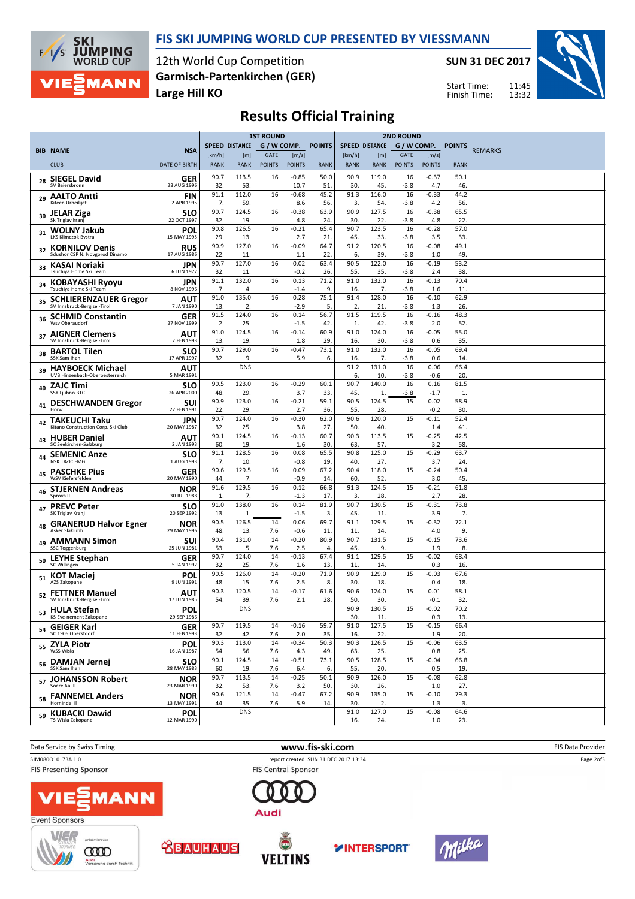# FIS SKI JUMPING WORLD CUP PRESENTED BY VIESSMANN

12th World Cup Competition
Garmisch-Partenkirchen (GER)
Large Hill KO

SUN 31 DEC 2017

Start Time: 11:45
Finish Time: 13:32

## Results Official Training

| BIB | NAME / CLUB | NSA / DATE OF BIRTH | 1ST ROUND SPEED [km/h] / RANK | DISTANCE [m] / RANK | GATE / GATE POINTS | WIND [m/s] / POINTS | POINTS / RANK | 2ND ROUND SPEED [km/h] / RANK | DISTANCE [m] / RANK | GATE / GATE POINTS | WIND [m/s] / POINTS | POINTS / RANK | REMARKS |
|---|---|---|---|---|---|---|---|---|---|---|---|---|---|
| 28 | SIEGEL David / SV Baiersbronn | GER / 28 AUG 1996 | 90.7 / 32. | 113.5 / 53. | 16 | -0.85 / 10.7 | 50.0 / 51. | 90.9 / 30. | 119.0 / 45. | 16 / -3.8 | -0.37 / 4.7 | 50.1 / 46. | |
| 29 | AALTO Antti / Kiteen Urheilijat | FIN / 2 APR 1995 | 91.1 / 7. | 112.0 / 59. | 16 | -0.68 / 8.6 | 45.2 / 56. | 91.3 / 3. | 116.0 / 54. | 16 / -3.8 | -0.33 / 4.2 | 44.2 / 56. | |
| 30 | JELAR Ziga / Sk Triglav kranj | SLO / 22 OCT 1997 | 90.7 / 32. | 124.5 / 19. | 16 | -0.38 / 4.8 | 63.9 / 24. | 90.9 / 30. | 127.5 / 22. | 16 / -3.8 | -0.38 / 4.8 | 65.5 / 22. | |
| 31 | WOLNY Jakub / LKS Klimczok Bystra | POL / 15 MAY 1995 | 90.8 / 29. | 126.5 / 13. | 16 | -0.21 / 2.7 | 65.4 / 21. | 90.7 / 45. | 123.5 / 33. | 16 / -3.8 | -0.28 / 3.5 | 57.0 / 33. | |
| 32 | KORNILOV Denis / Sdushor CSP N. Novgorod Dinamo | RUS / 17 AUG 1986 | 90.9 / 22. | 127.0 / 11. | 16 | -0.09 / 1.1 | 64.7 / 22. | 91.2 / 6. | 120.5 / 39. | 16 / -3.8 | -0.08 / 1.0 | 49.1 / 49. | |
| 33 | KASAI Noriaki / Tsuchiya Home Ski Team | JPN / 6 JUN 1972 | 90.7 / 32. | 127.0 / 11. | 16 | 0.02 / -0.2 | 63.4 / 26. | 90.5 / 55. | 122.0 / 35. | 16 / -3.8 | -0.19 / 2.4 | 53.2 / 38. | |
| 34 | KOBAYASHI Ryoyu / Tsuchiya Home Ski Team | JPN / 8 NOV 1996 | 91.1 / 7. | 132.0 / 4. | 16 | 0.13 / -1.4 | 71.2 / 9. | 91.0 / 16. | 132.0 / 7. | 16 / -3.8 | -0.13 / 1.6 | 70.4 / 11. | |
| 35 | SCHLIERENZAUER Gregor / SV Innsbruck-Bergisel-Tirol | AUT / 7 JAN 1990 | 91.0 / 13. | 135.0 / 2. | 16 | 0.28 / -2.9 | 75.1 / 5. | 91.4 / 2. | 128.0 / 21. | 16 / -3.8 | -0.10 / 1.3 | 62.9 / 26. | |
| 36 | SCHMID Constantin / Wsv Oberaudorf | GER / 27 NOV 1999 | 91.5 / 2. | 124.0 / 25. | 16 | 0.14 / -1.5 | 56.7 / 42. | 91.5 / 1. | 119.5 / 42. | 16 / -3.8 | -0.16 / 2.0 | 48.3 / 52. | |
| 37 | AIGNER Clemens / SV Innsbruck-Bergisel-Tirol | AUT / 2 FEB 1993 | 91.0 / 13. | 124.5 / 19. | 16 | -0.14 / 1.8 | 60.9 / 29. | 91.0 / 16. | 124.0 / 30. | 16 / -3.8 | -0.05 / 0.6 | 55.0 / 35. | |
| 38 | BARTOL Tilen / SSK Sam Ihan | SLO / 17 APR 1997 | 90.7 / 32. | 129.0 / 9. | 16 | -0.47 / 5.9 | 73.1 / 6. | 91.0 / 16. | 132.0 / 7. | 16 / -3.8 | -0.05 / 0.6 | 69.4 / 14. | |
| 39 | HAYBOECK Michael / UVB Hinzenbach-Oberoesterreich | AUT / 5 MAR 1991 | | DNS | | | | 91.2 / 6. | 131.0 / 10. | 16 / -3.8 | 0.06 / -0.6 | 66.4 / 20. | |
| 40 | ZAJC Timi / SSK Ljubno BTC | SLO / 26 APR 2000 | 90.5 / 48. | 123.0 / 29. | 16 | -0.29 / 3.7 | 60.1 / 33. | 90.7 / 45. | 140.0 / 1. | 16 / -3.8 | 0.16 / -1.7 | 81.5 / 1. | |
| 41 | DESCHWANDEN Gregor / Horw | SUI / 27 FEB 1991 | 90.9 / 22. | 123.0 / 29. | 16 | -0.21 / 2.7 | 59.1 / 36. | 90.5 / 55. | 124.5 / 28. | 15 | 0.02 / -0.2 | 58.9 / 30. | |
| 42 | TAKEUCHI Taku / Kitano Construction Corp. Ski Club | JPN / 20 MAY 1987 | 90.7 / 32. | 124.0 / 25. | 16 | -0.30 / 3.8 | 62.0 / 27. | 90.6 / 50. | 120.0 / 40. | 15 | -0.11 / 1.4 | 52.4 / 41. | |
| 43 | HUBER Daniel / SC Seekirchen-Salzburg | AUT / 2 JAN 1993 | 90.1 / 60. | 124.5 / 19. | 16 | -0.13 / 1.6 | 60.7 / 30. | 90.3 / 63. | 113.5 / 57. | 15 | -0.25 / 3.2 | 42.5 / 58. | |
| 44 | SEMENIC Anze / NSK TRZIC FMG | SLO / 1 AUG 1993 | 91.1 / 7. | 128.5 / 10. | 16 | 0.08 / -0.8 | 65.5 / 19. | 90.8 / 40. | 125.0 / 27. | 15 | -0.29 / 3.7 | 63.7 / 24. | |
| 45 | PASCHKE Pius / WSV Kiefersfelden | GER / 20 MAY 1990 | 90.6 / 44. | 129.5 / 7. | 16 | 0.09 / -0.9 | 67.2 / 14. | 90.4 / 60. | 118.0 / 52. | 15 | -0.24 / 3.0 | 50.4 / 45. | |
| 46 | STJERNEN Andreas / Sprova IL | NOR / 30 JUL 1988 | 91.6 / 1. | 129.5 / 7. | 16 | 0.12 / -1.3 | 66.8 / 17. | 91.3 / 3. | 124.5 / 28. | 15 | -0.21 / 2.7 | 61.8 / 28. | |
| 47 | PREVC Peter / SK Triglav Kranj | SLO / 20 SEP 1992 | 91.0 / 13. | 138.0 / 1. | 16 | 0.14 / -1.5 | 81.9 / 3. | 90.7 / 45. | 130.5 / 11. | 15 | -0.31 / 3.9 | 73.8 / 7. | |
| 48 | GRANERUD Halvor Egner / Asker Skiklubb | NOR / 29 MAY 1996 | 90.5 / 48. | 126.5 / 13. | 14 / 7.6 | 0.06 / -0.6 | 69.7 / 11. | 91.1 / 11. | 129.5 / 14. | 15 | -0.32 / 4.0 | 72.1 / 9. | |
| 49 | AMMANN Simon / SSC Toggenburg | SUI / 25 JUN 1981 | 90.4 / 53. | 131.0 / 5. | 14 / 7.6 | -0.20 / 2.5 | 80.9 / 4. | 90.7 / 45. | 131.5 / 9. | 15 | -0.15 / 1.9 | 73.6 / 8. | |
| 50 | LEYHE Stephan / SC Willingen | GER / 5 JAN 1992 | 90.7 / 32. | 124.0 / 25. | 14 / 7.6 | -0.13 / 1.6 | 67.4 / 13. | 91.1 / 11. | 129.5 / 14. | 15 | -0.02 / 0.3 | 68.4 / 16. | |
| 51 | KOT Maciej / AZS Zakopane | POL / 9 JUN 1991 | 90.5 / 48. | 126.0 / 15. | 14 / 7.6 | -0.20 / 2.5 | 71.9 / 8. | 90.9 / 30. | 129.0 / 18. | 15 | -0.03 / 0.4 | 67.6 / 18. | |
| 52 | FETTNER Manuel / SV Innsbruck-Bergisel-Tirol | AUT / 17 JUN 1985 | 90.3 / 54. | 120.5 / 39. | 14 / 7.6 | -0.17 / 2.1 | 61.6 / 28. | 90.6 / 50. | 124.0 / 30. | 15 | 0.01 / -0.1 | 58.1 / 32. | |
| 53 | HULA Stefan / KS Eve-nement Zakopane | POL / 29 SEP 1986 | | DNS | | | | 90.9 / 30. | 130.5 / 11. | 15 | -0.02 / 0.3 | 70.2 / 13. | |
| 54 | GEIGER Karl / SC 1906 Oberstdorf | GER / 11 FEB 1993 | 90.7 / 32. | 119.5 / 42. | 14 / 7.6 | -0.16 / 2.0 | 59.7 / 35. | 91.0 / 16. | 127.5 / 22. | 15 | -0.15 / 1.9 | 66.4 / 20. | |
| 55 | ZYLA Piotr / WSS Wisla | POL / 16 JAN 1987 | 90.3 / 54. | 113.0 / 56. | 14 / 7.6 | -0.34 / 4.3 | 50.3 / 49. | 90.3 / 63. | 126.5 / 25. | 15 | -0.06 / 0.8 | 63.5 / 25. | |
| 56 | DAMJAN Jernej / SSK Sam Ihan | SLO / 28 MAY 1983 | 90.1 / 60. | 124.5 / 19. | 14 / 7.6 | -0.51 / 6.4 | 73.1 / 6. | 90.5 / 55. | 128.5 / 20. | 15 | -0.04 / 0.5 | 66.8 / 19. | |
| 57 | JOHANSSON Robert / Soere Aal IL | NOR / 23 MAR 1990 | 90.7 / 32. | 113.5 / 53. | 14 / 7.6 | -0.25 / 3.2 | 50.1 / 50. | 90.9 / 30. | 126.0 / 26. | 15 | -0.08 / 1.0 | 62.8 / 27. | |
| 58 | FANNEMEL Anders / Hornindal Il | NOR / 13 MAY 1991 | 90.6 / 44. | 121.5 / 35. | 14 / 7.6 | -0.47 / 5.9 | 67.2 / 14. | 90.9 / 30. | 135.0 / 2. | 15 | -0.10 / 1.3 | 79.3 / 3. | |
| 59 | KUBACKI Dawid / TS Wisla Zakopane | POL / 12 MAR 1990 | | DNS | | | | 91.0 / 16. | 127.0 / 24. | 15 | -0.08 / 1.0 | 64.6 / 23. | |

Data Service by Swiss Timing — www.fis-ski.com — FIS Data Provider

SJM080O10_73A 1.0 — report created SUN 31 DEC 2017 13:34

FIS Presenting Sponsor: VIESSMANN
FIS Central Sponsor: Audi
Event Sponsors: VIER SCHANZEN TOURNEE, BAUHAUS, VELTINS, INTERSPORT, Milka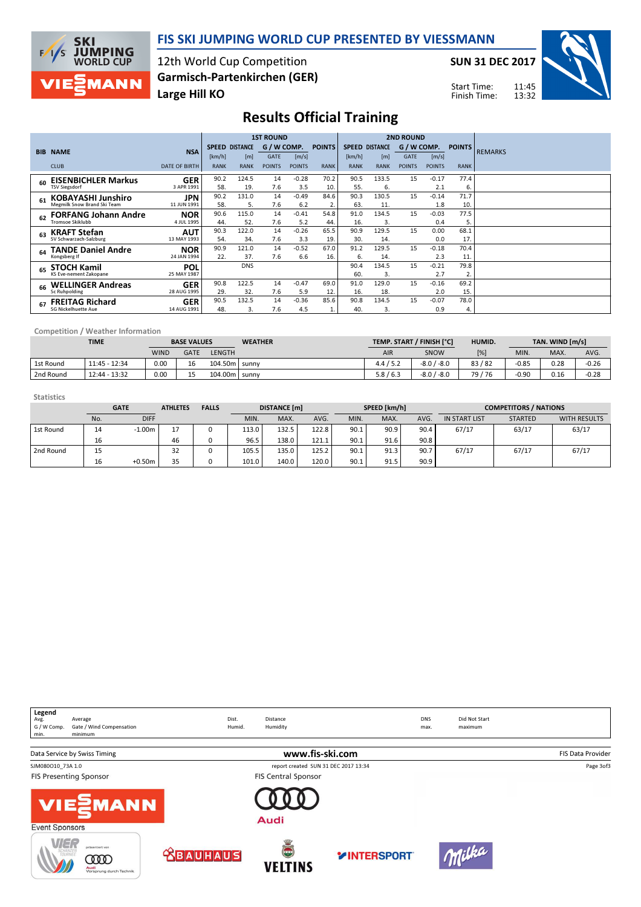# FIS SKI JUMPING WORLD CUP PRESENTED BY VIESSMANN

12th World Cup Competition
**Garmisch-Partenkirchen (GER)**
**Large Hill KO**

**SUN 31 DEC 2017**

Start Time: 11:45
Finish Time: 13:32

## Results Official Training

| BIB | NAME / CLUB | NSA / DATE OF BIRTH | 1ST ROUND SPEED [km/h] RANK | DISTANCE [m] RANK | G / W COMP. GATE POINTS | [m/s] POINTS | POINTS RANK | 2ND ROUND SPEED [km/h] RANK | DISTANCE [m] RANK | G / W COMP. GATE POINTS | [m/s] POINTS | POINTS RANK | REMARKS |
|---|---|---|---|---|---|---|---|---|---|---|---|---|---|
| 60 | **EISENBICHLER Markus** TSV Siegsdorf | **GER** 3 APR 1991 | 90.2 58. | 124.5 19. | 14 7.6 | -0.28 3.5 | 70.2 10. | 90.5 55. | 133.5 6. | 15 | -0.17 2.1 | 77.4 6. | |
| 61 | **KOBAYASHI Junshiro** Megmilk Snow Brand Ski Team | **JPN** 11 JUN 1991 | 90.2 58. | 131.0 5. | 14 7.6 | -0.49 6.2 | 84.6 2. | 90.3 63. | 130.5 11. | 15 | -0.14 1.8 | 71.7 10. | |
| 62 | **FORFANG Johann Andre** Tromsoe Skiklubb | **NOR** 4 JUL 1995 | 90.6 44. | 115.0 52. | 14 7.6 | -0.41 5.2 | 54.8 44. | 91.0 16. | 134.5 3. | 15 | -0.03 0.4 | 77.5 5. | |
| 63 | **KRAFT Stefan** SV Schwarzach-Salzburg | **AUT** 13 MAY 1993 | 90.3 54. | 122.0 34. | 14 7.6 | -0.26 3.3 | 65.5 19. | 90.9 30. | 129.5 14. | 15 | 0.00 0.0 | 68.1 17. | |
| 64 | **TANDE Daniel Andre** Kongsberg If | **NOR** 24 JAN 1994 | 90.9 22. | 121.0 37. | 14 7.6 | -0.52 6.6 | 67.0 16. | 91.2 6. | 129.5 14. | 15 | -0.18 2.3 | 70.4 11. | |
| 65 | **STOCH Kamil** KS Eve-nement Zakopane | **POL** 25 MAY 1987 | | DNS | | | | 90.4 60. | 134.5 3. | 15 | -0.21 2.7 | 79.8 2. | |
| 66 | **WELLINGER Andreas** Sc Ruhpolding | **GER** 28 AUG 1995 | 90.8 29. | 122.5 32. | 14 7.6 | -0.47 5.9 | 69.0 12. | 91.0 16. | 129.0 18. | 15 | -0.16 2.0 | 69.2 15. | |
| 67 | **FREITAG Richard** SG Nickelhuette Aue | **GER** 14 AUG 1991 | 90.5 48. | 132.5 3. | 14 7.6 | -0.36 4.5 | 85.6 1. | 90.8 40. | 134.5 3. | 15 | -0.07 0.9 | 78.0 4. | |

### Competition / Weather Information

| | TIME | BASE VALUES WIND | GATE | LENGTH | WEATHER | TEMP. START / FINISH [°C] AIR | SNOW | HUMID. [%] | TAN. WIND [m/s] MIN. | MAX. | AVG. |
|---|---|---|---|---|---|---|---|---|---|---|---|
| 1st Round | 11:45 - 12:34 | 0.00 | 16 | 104.50m | sunny | 4.4 / 5.2 | -8.0 / -8.0 | 83 / 82 | -0.85 | 0.28 | -0.26 |
| 2nd Round | 12:44 - 13:32 | 0.00 | 15 | 104.00m | sunny | 5.8 / 6.3 | -8.0 / -8.0 | 79 / 76 | -0.90 | 0.16 | -0.28 |

### Statistics

| | GATE No. | DIFF | ATHLETES | FALLS | DISTANCE [m] MIN. | MAX. | AVG. | SPEED [km/h] MIN. | MAX. | AVG. | COMPETITORS / NATIONS IN START LIST | STARTED | WITH RESULTS |
|---|---|---|---|---|---|---|---|---|---|---|---|---|---|
| 1st Round | 14 | -1.00m | 17 | 0 | 113.0 | 132.5 | 122.8 | 90.1 | 90.9 | 90.4 | 67/17 | 63/17 | 63/17 |
| | 16 | | 46 | 0 | 96.5 | 138.0 | 121.1 | 90.1 | 91.6 | 90.8 | | | |
| 2nd Round | 15 | | 32 | 0 | 105.5 | 135.0 | 125.2 | 90.1 | 91.3 | 90.7 | 67/17 | 67/17 | 67/17 |
| | 16 | +0.50m | 35 | 0 | 101.0 | 140.0 | 120.0 | 90.1 | 91.5 | 90.9 | | | |

**Legend**

| | | | | | |
|---|---|---|---|---|---|
| Avg. | Average | Dist. | Distance | DNS | Did Not Start |
| G / W Comp. | Gate / Wind Compensation | Humid. | Humidity | max. | maximum |
| min. | minimum | | | | |

Data Service by Swiss Timing — www.fis-ski.com — FIS Data Provider

SJM080O10_73A 1.0 — report created SUN 31 DEC 2017 13:34

FIS Presenting Sponsor: VIESSMANN

FIS Central Sponsor: Audi

Event Sponsors: VIER SCHANZEN TOURNEE präsentiert von Audi Vorsprung durch Technik, BAUHAUS, VELTINS, INTERSPORT, Milka